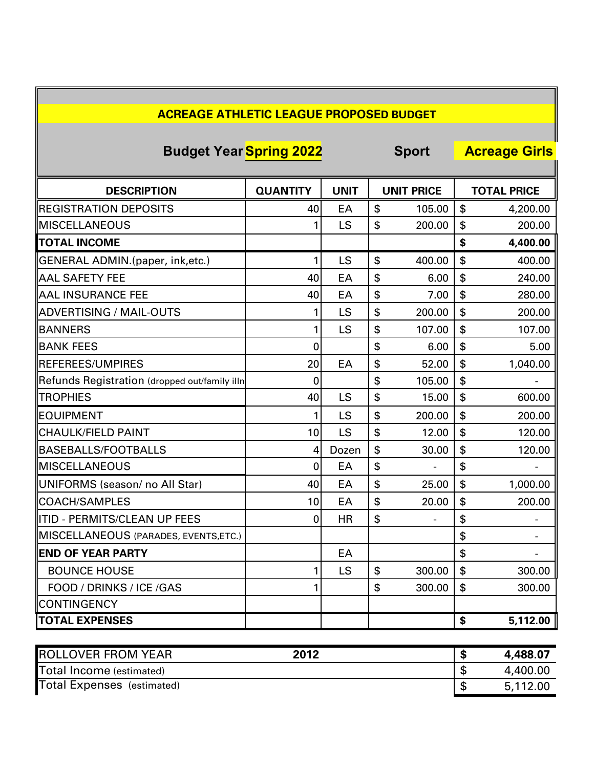## ACREAGE ATHLETIC LEAGUE PROPOSED BUDGET

**Budget Year** **Spring 2022** **Sport** **Acreage Girls**

| DESCRIPTION | QUANTITY | UNIT | UNIT PRICE | TOTAL PRICE |
|---|---|---|---|---|
| REGISTRATION DEPOSITS | 40 | EA | $ 105.00 | $ 4,200.00 |
| MISCELLANEOUS | 1 | LS | $ 200.00 | $ 200.00 |
| **TOTAL INCOME** | | | | **$ 4,400.00** |
| GENERAL ADMIN.(paper, ink,etc.) | 1 | LS | $ 400.00 | $ 400.00 |
| AAL SAFETY FEE | 40 | EA | $ 6.00 | $ 240.00 |
| AAL INSURANCE FEE | 40 | EA | $ 7.00 | $ 280.00 |
| ADVERTISING / MAIL-OUTS | 1 | LS | $ 200.00 | $ 200.00 |
| BANNERS | 1 | LS | $ 107.00 | $ 107.00 |
| BANK FEES | 0 | | $ 6.00 | $ 5.00 |
| REFEREES/UMPIRES | 20 | EA | $ 52.00 | $ 1,040.00 |
| Refunds Registration (dropped out/family illn | 0 | | $ 105.00 | $ - |
| TROPHIES | 40 | LS | $ 15.00 | $ 600.00 |
| EQUIPMENT | 1 | LS | $ 200.00 | $ 200.00 |
| CHAULK/FIELD PAINT | 10 | LS | $ 12.00 | $ 120.00 |
| BASEBALLS/FOOTBALLS | 4 | Dozen | $ 30.00 | $ 120.00 |
| MISCELLANEOUS | 0 | EA | $ - | $ - |
| UNIFORMS (season/ no All Star) | 40 | EA | $ 25.00 | $ 1,000.00 |
| COACH/SAMPLES | 10 | EA | $ 20.00 | $ 200.00 |
| ITID - PERMITS/CLEAN UP FEES | 0 | HR | $ - | $ - |
| MISCELLANEOUS (PARADES, EVENTS,ETC.) | | | | $ - |
| **END OF YEAR PARTY** | | EA | | $ - |
| BOUNCE HOUSE | 1 | LS | $ 300.00 | $ 300.00 |
| FOOD / DRINKS / ICE /GAS | 1 | | $ 300.00 | $ 300.00 |
| CONTINGENCY | | | | |
| **TOTAL EXPENSES** | | | | **$ 5,112.00** |

| | | |
|---|---|---|
| ROLLOVER FROM YEAR | **2012** | **$ 4,488.07** |
| Total Income (estimated) | | $ 4,400.00 |
| Total Expenses (estimated) | | $ 5,112.00 |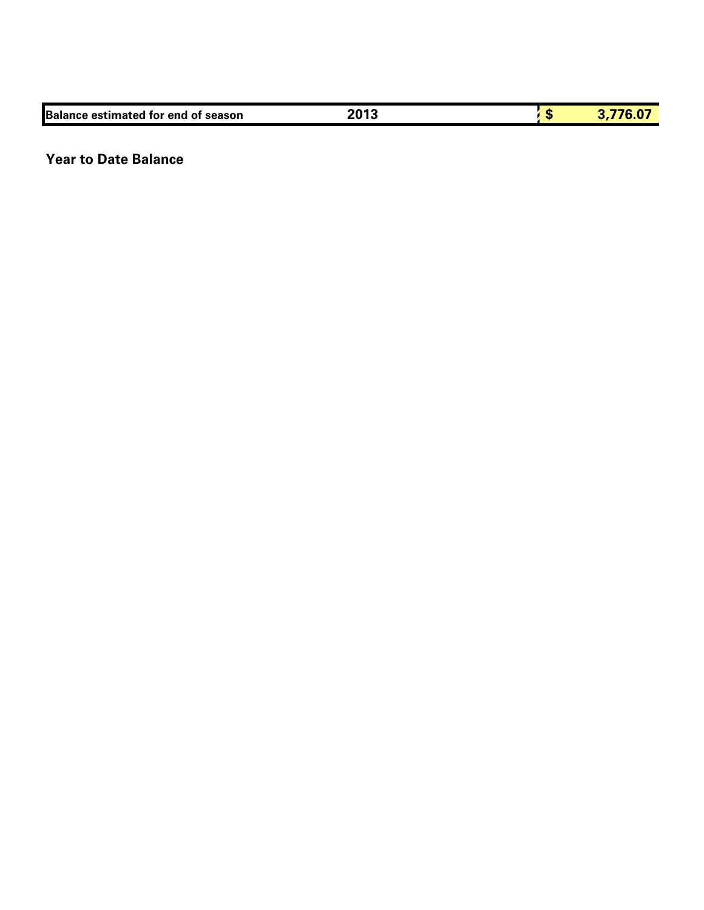| Balance estimated for end of season | 2013 | $ | 3,776.07 |
| --- | --- | --- | --- |

**Year to Date Balance**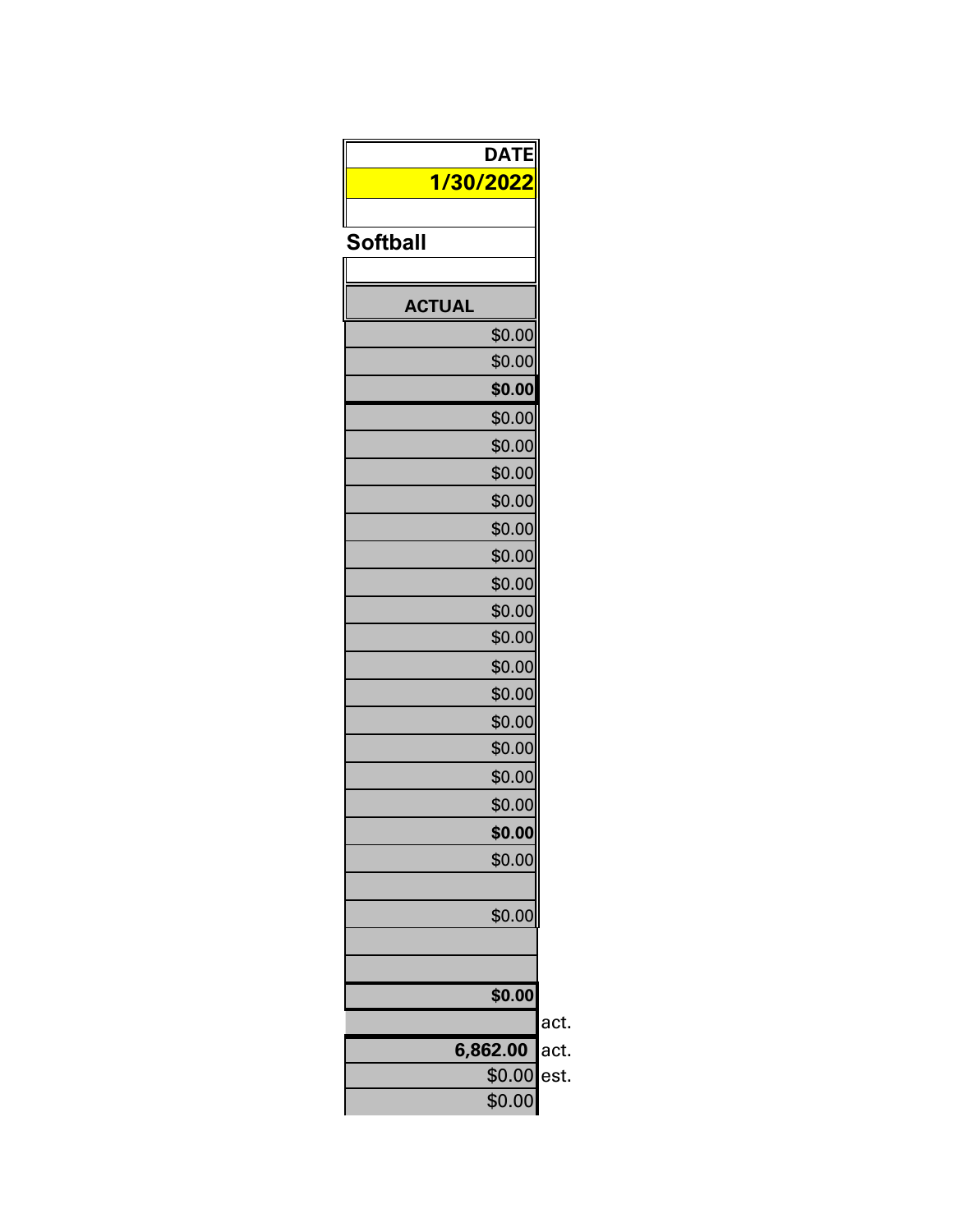| DATE | |
| ---: | --- |
| **1/30/2022** | |
| | |
| **Softball** | |
| | |
| **ACTUAL** | |
| $0.00 | |
| $0.00 | |
| **$0.00** | |
| $0.00 | |
| $0.00 | |
| $0.00 | |
| $0.00 | |
| $0.00 | |
| $0.00 | |
| $0.00 | |
| $0.00 | |
| $0.00 | |
| $0.00 | |
| $0.00 | |
| $0.00 | |
| $0.00 | |
| $0.00 | |
| $0.00 | |
| **$0.00** | |
| $0.00 | |
| | |
| $0.00 | |
| | |
| | |
| **$0.00** | |
| | act. |
| **6,862.00** | act. |
| $0.00 | est. |
| $0.00 | |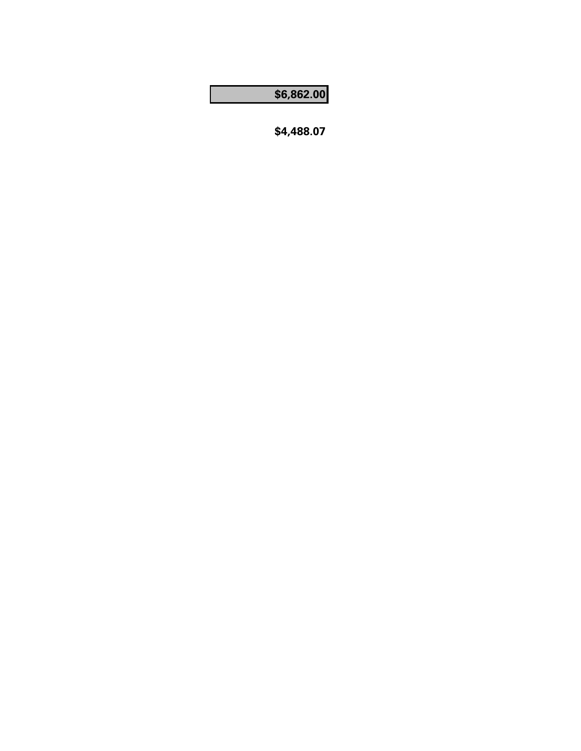**$6,862.00**

**$4,488.07**